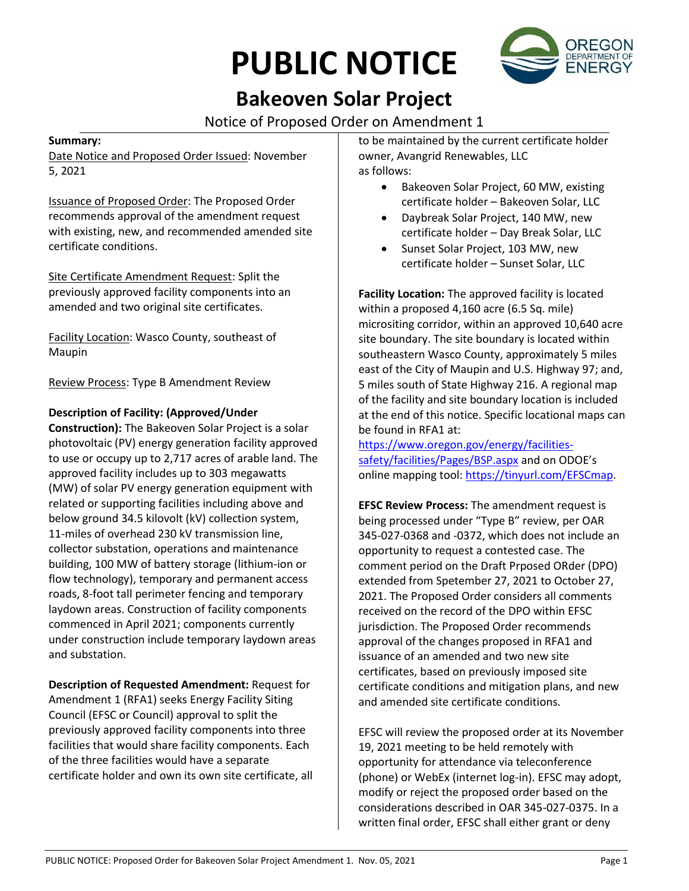# PUBLIC NOTICE

## Bakeoven Solar Project

Notice of Proposed Order on Amendment 1

**Summary:**

Date Notice and Proposed Order Issued: November 5, 2021

Issuance of Proposed Order: The Proposed Order recommends approval of the amendment request with existing, new, and recommended amended site certificate conditions.

Site Certificate Amendment Request: Split the previously approved facility components into an amended and two original site certificates.

Facility Location: Wasco County, southeast of Maupin

Review Process: Type B Amendment Review

**Description of Facility: (Approved/Under Construction):** The Bakeoven Solar Project is a solar photovoltaic (PV) energy generation facility approved to use or occupy up to 2,717 acres of arable land. The approved facility includes up to 303 megawatts (MW) of solar PV energy generation equipment with related or supporting facilities including above and below ground 34.5 kilovolt (kV) collection system, 11-miles of overhead 230 kV transmission line, collector substation, operations and maintenance building, 100 MW of battery storage (lithium-ion or flow technology), temporary and permanent access roads, 8-foot tall perimeter fencing and temporary laydown areas. Construction of facility components commenced in April 2021; components currently under construction include temporary laydown areas and substation.

**Description of Requested Amendment:** Request for Amendment 1 (RFA1) seeks Energy Facility Siting Council (EFSC or Council) approval to split the previously approved facility components into three facilities that would share facility components. Each of the three facilities would have a separate certificate holder and own its own site certificate, all to be maintained by the current certificate holder owner, Avangrid Renewables, LLC as follows:

- Bakeoven Solar Project, 60 MW, existing certificate holder – Bakeoven Solar, LLC
- Daybreak Solar Project, 140 MW, new certificate holder – Day Break Solar, LLC
- Sunset Solar Project, 103 MW, new certificate holder – Sunset Solar, LLC

**Facility Location:** The approved facility is located within a proposed 4,160 acre (6.5 Sq. mile) micrositing corridor, within an approved 10,640 acre site boundary. The site boundary is located within southeastern Wasco County, approximately 5 miles east of the City of Maupin and U.S. Highway 97; and, 5 miles south of State Highway 216. A regional map of the facility and site boundary location is included at the end of this notice. Specific locational maps can be found in RFA1 at: https://www.oregon.gov/energy/facilities-safety/facilities/Pages/BSP.aspx and on ODOE's online mapping tool: https://tinyurl.com/EFSCmap.

**EFSC Review Process:** The amendment request is being processed under "Type B" review, per OAR 345-027-0368 and -0372, which does not include an opportunity to request a contested case. The comment period on the Draft Prposed ORder (DPO) extended from Spetember 27, 2021 to October 27, 2021. The Proposed Order considers all comments received on the record of the DPO within EFSC jurisdiction. The Proposed Order recommends approval of the changes proposed in RFA1 and issuance of an amended and two new site certificates, based on previously imposed site certificate conditions and mitigation plans, and new and amended site certificate conditions.

EFSC will review the proposed order at its November 19, 2021 meeting to be held remotely with opportunity for attendance via teleconference (phone) or WebEx (internet log-in). EFSC may adopt, modify or reject the proposed order based on the considerations described in OAR 345-027-0375. In a written final order, EFSC shall either grant or deny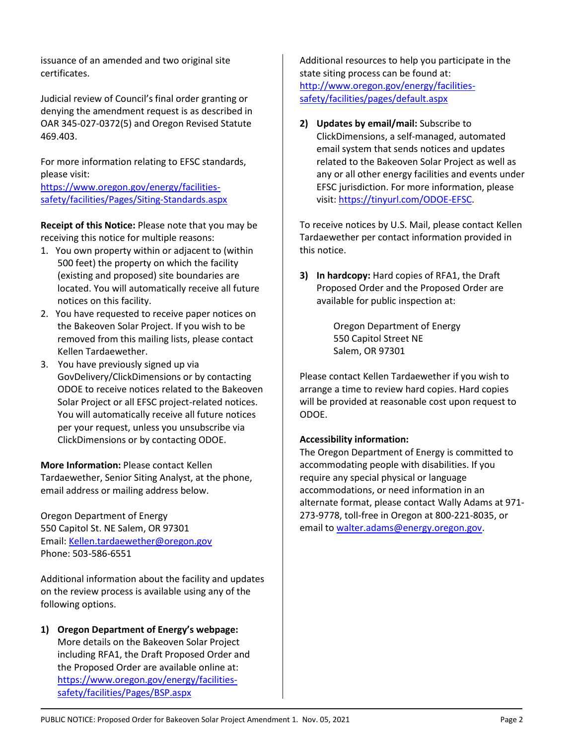issuance of an amended and two original site certificates.

Judicial review of Council's final order granting or denying the amendment request is as described in OAR 345-027-0372(5) and Oregon Revised Statute 469.403.

For more information relating to EFSC standards, please visit:
[https://www.oregon.gov/energy/facilities-safety/facilities/Pages/Siting-Standards.aspx](https://www.oregon.gov/energy/facilities-safety/facilities/Pages/Siting-Standards.aspx)

**Receipt of this Notice:** Please note that you may be receiving this notice for multiple reasons:

1. You own property within or adjacent to (within 500 feet) the property on which the facility (existing and proposed) site boundaries are located. You will automatically receive all future notices on this facility.
2. You have requested to receive paper notices on the Bakeoven Solar Project. If you wish to be removed from this mailing lists, please contact Kellen Tardaewether.
3. You have previously signed up via GovDelivery/ClickDimensions or by contacting ODOE to receive notices related to the Bakeoven Solar Project or all EFSC project-related notices. You will automatically receive all future notices per your request, unless you unsubscribe via ClickDimensions or by contacting ODOE.

**More Information:** Please contact Kellen Tardaewether, Senior Siting Analyst, at the phone, email address or mailing address below.

Oregon Department of Energy
550 Capitol St. NE Salem, OR 97301
Email: [Kellen.tardaewether@oregon.gov](mailto:Kellen.tardaewether@oregon.gov)
Phone: 503-586-6551

Additional information about the facility and updates on the review process is available using any of the following options.

1) **Oregon Department of Energy's webpage:** More details on the Bakeoven Solar Project including RFA1, the Draft Proposed Order and the Proposed Order are available online at: [https://www.oregon.gov/energy/facilities-safety/facilities/Pages/BSP.aspx](https://www.oregon.gov/energy/facilities-safety/facilities/Pages/BSP.aspx)

Additional resources to help you participate in the state siting process can be found at: [http://www.oregon.gov/energy/facilities-safety/facilities/pages/default.aspx](http://www.oregon.gov/energy/facilities-safety/facilities/pages/default.aspx)

2) **Updates by email/mail:** Subscribe to ClickDimensions, a self-managed, automated email system that sends notices and updates related to the Bakeoven Solar Project as well as any or all other energy facilities and events under EFSC jurisdiction. For more information, please visit: [https://tinyurl.com/ODOE-EFSC](https://tinyurl.com/ODOE-EFSC).

To receive notices by U.S. Mail, please contact Kellen Tardaewether per contact information provided in this notice.

3) **In hardcopy:** Hard copies of RFA1, the Draft Proposed Order and the Proposed Order are available for public inspection at:

Oregon Department of Energy
550 Capitol Street NE
Salem, OR 97301

Please contact Kellen Tardaewether if you wish to arrange a time to review hard copies. Hard copies will be provided at reasonable cost upon request to ODOE.

**Accessibility information:**
The Oregon Department of Energy is committed to accommodating people with disabilities. If you require any special physical or language accommodations, or need information in an alternate format, please contact Wally Adams at 971-273-9778, toll-free in Oregon at 800-221-8035, or email to [walter.adams@energy.oregon.gov](mailto:walter.adams@energy.oregon.gov).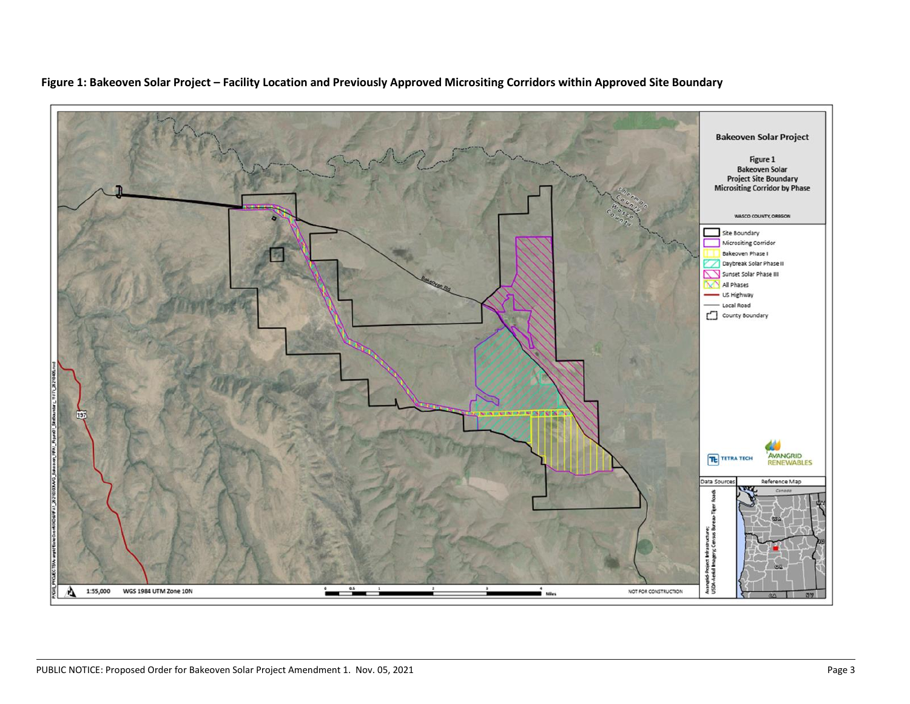**Figure 1: Bakeoven Solar Project – Facility Location and Previously Approved Micrositing Corridors within Approved Site Boundary**

Bakeoven Solar Project

Figure 1
Bakeoven Solar
Project Site Boundary
Micrositing Corridor by Phase

WASCO COUNTY, OREGON

Site Boundary
Micrositing Corridor
Bakeoven Phase I
Daybreak Solar Phase II
Sunset Solar Phase III
All Phases
US Highway
Local Road
County Boundary

Sherman County
Wasco County

Bakeoven Rd

197

TETRA TECH

AVANGRID RENEWABLES

Data Sources
Avangrid-Project Infrastructure; USDA-Aerial Imagery, Census Bureau-Tiger Roads

Reference Map

1:55,000 WGS 1984 UTM Zone 10N

0 0.5 1 2 3 4 Miles

NOT FOR CONSTRUCTION

PUBLIC NOTICE: Proposed Order for Bakeoven Solar Project Amendment 1. Nov. 05, 2021